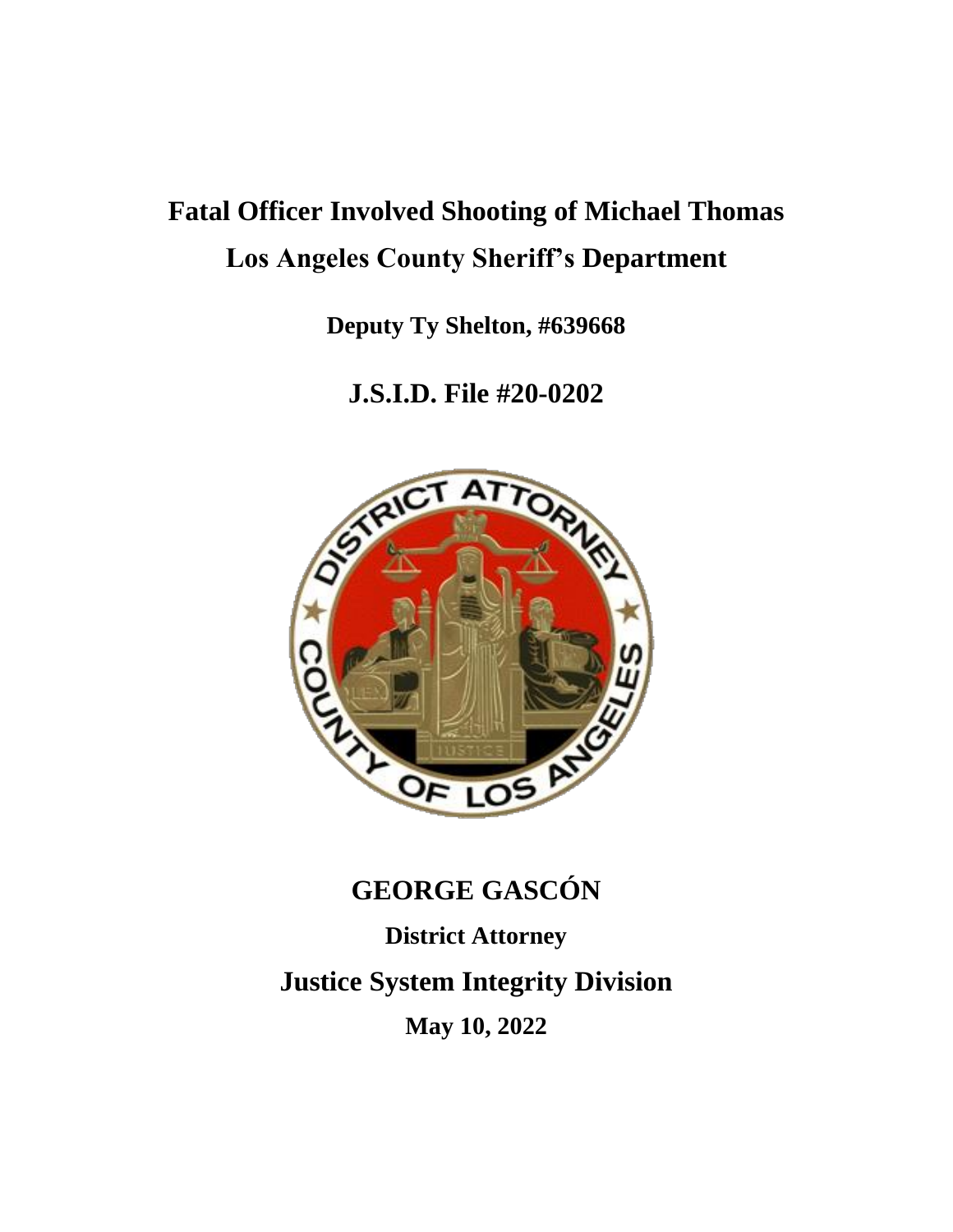# Fatal Officer Involved Shooting of Michael Thomas

## Los Angeles County Sheriff's Department

**Deputy Ty Shelton, #639668**

## J.S.I.D. File #20-0202

## GEORGE GASCÓN

**District Attorney**

## Justice System Integrity Division

**May 10, 2022**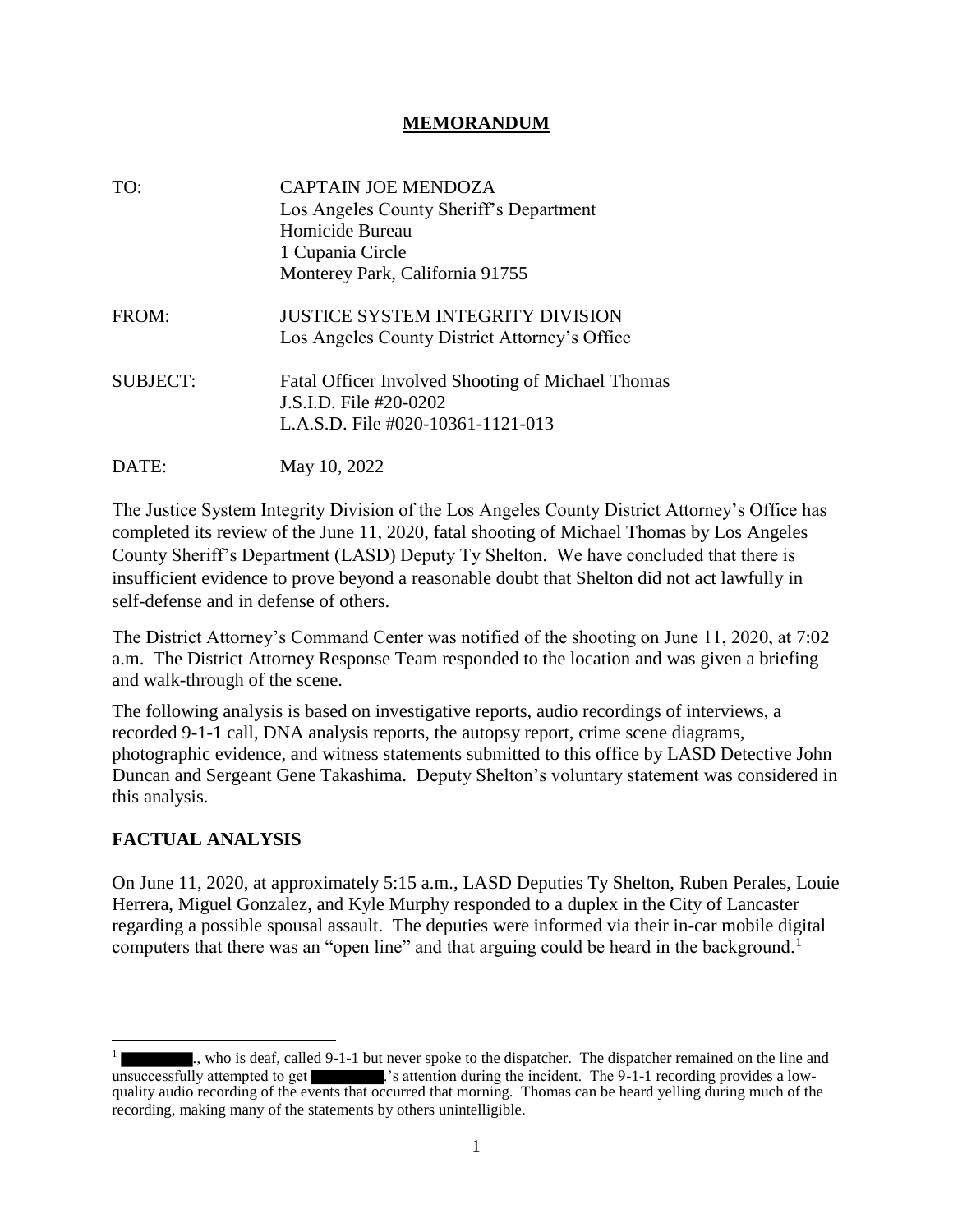**MEMORANDUM**

TO: CAPTAIN JOE MENDOZA
Los Angeles County Sheriff's Department
Homicide Bureau
1 Cupania Circle
Monterey Park, California 91755

FROM: JUSTICE SYSTEM INTEGRITY DIVISION
Los Angeles County District Attorney's Office

SUBJECT: Fatal Officer Involved Shooting of Michael Thomas
J.S.I.D. File #20-0202
L.A.S.D. File #020-10361-1121-013

DATE: May 10, 2022

The Justice System Integrity Division of the Los Angeles County District Attorney's Office has completed its review of the June 11, 2020, fatal shooting of Michael Thomas by Los Angeles County Sheriff's Department (LASD) Deputy Ty Shelton. We have concluded that there is insufficient evidence to prove beyond a reasonable doubt that Shelton did not act lawfully in self-defense and in defense of others.

The District Attorney's Command Center was notified of the shooting on June 11, 2020, at 7:02 a.m. The District Attorney Response Team responded to the location and was given a briefing and walk-through of the scene.

The following analysis is based on investigative reports, audio recordings of interviews, a recorded 9-1-1 call, DNA analysis reports, the autopsy report, crime scene diagrams, photographic evidence, and witness statements submitted to this office by LASD Detective John Duncan and Sergeant Gene Takashima. Deputy Shelton's voluntary statement was considered in this analysis.

## FACTUAL ANALYSIS

On June 11, 2020, at approximately 5:15 a.m., LASD Deputies Ty Shelton, Ruben Perales, Louie Herrera, Miguel Gonzalez, and Kyle Murphy responded to a duplex in the City of Lancaster regarding a possible spousal assault. The deputies were informed via their in-car mobile digital computers that there was an "open line" and that arguing could be heard in the background.[1]

---

[1] [REDACTED]., who is deaf, called 9-1-1 but never spoke to the dispatcher. The dispatcher remained on the line and unsuccessfully attempted to get [REDACTED].'s attention during the incident. The 9-1-1 recording provides a low-quality audio recording of the events that occurred that morning. Thomas can be heard yelling during much of the recording, making many of the statements by others unintelligible.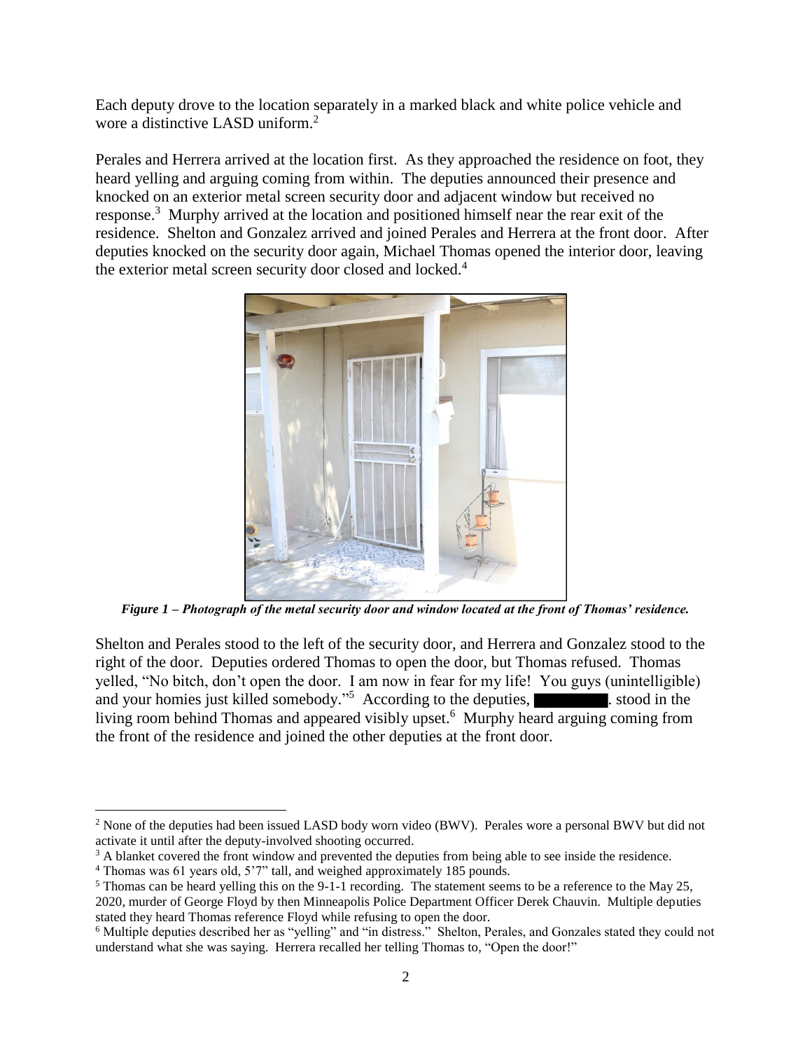Each deputy drove to the location separately in a marked black and white police vehicle and wore a distinctive LASD uniform.[2]

Perales and Herrera arrived at the location first. As they approached the residence on foot, they heard yelling and arguing coming from within. The deputies announced their presence and knocked on an exterior metal screen security door and adjacent window but received no response.[3] Murphy arrived at the location and positioned himself near the rear exit of the residence. Shelton and Gonzalez arrived and joined Perales and Herrera at the front door. After deputies knocked on the security door again, Michael Thomas opened the interior door, leaving the exterior metal screen security door closed and locked.[4]

***Figure 1 – Photograph of the metal security door and window located at the front of Thomas' residence.***

Shelton and Perales stood to the left of the security door, and Herrera and Gonzalez stood to the right of the door. Deputies ordered Thomas to open the door, but Thomas refused. Thomas yelled, "No bitch, don't open the door. I am now in fear for my life! You guys (unintelligible) and your homies just killed somebody."[5] According to the deputies, ████████. stood in the living room behind Thomas and appeared visibly upset.[6] Murphy heard arguing coming from the front of the residence and joined the other deputies at the front door.

---

[2] None of the deputies had been issued LASD body worn video (BWV). Perales wore a personal BWV but did not activate it until after the deputy-involved shooting occurred.

[3] A blanket covered the front window and prevented the deputies from being able to see inside the residence.

[4] Thomas was 61 years old, 5'7" tall, and weighed approximately 185 pounds.

[5] Thomas can be heard yelling this on the 9-1-1 recording. The statement seems to be a reference to the May 25, 2020, murder of George Floyd by then Minneapolis Police Department Officer Derek Chauvin. Multiple deputies stated they heard Thomas reference Floyd while refusing to open the door.

[6] Multiple deputies described her as "yelling" and "in distress." Shelton, Perales, and Gonzales stated they could not understand what she was saying. Herrera recalled her telling Thomas to, "Open the door!"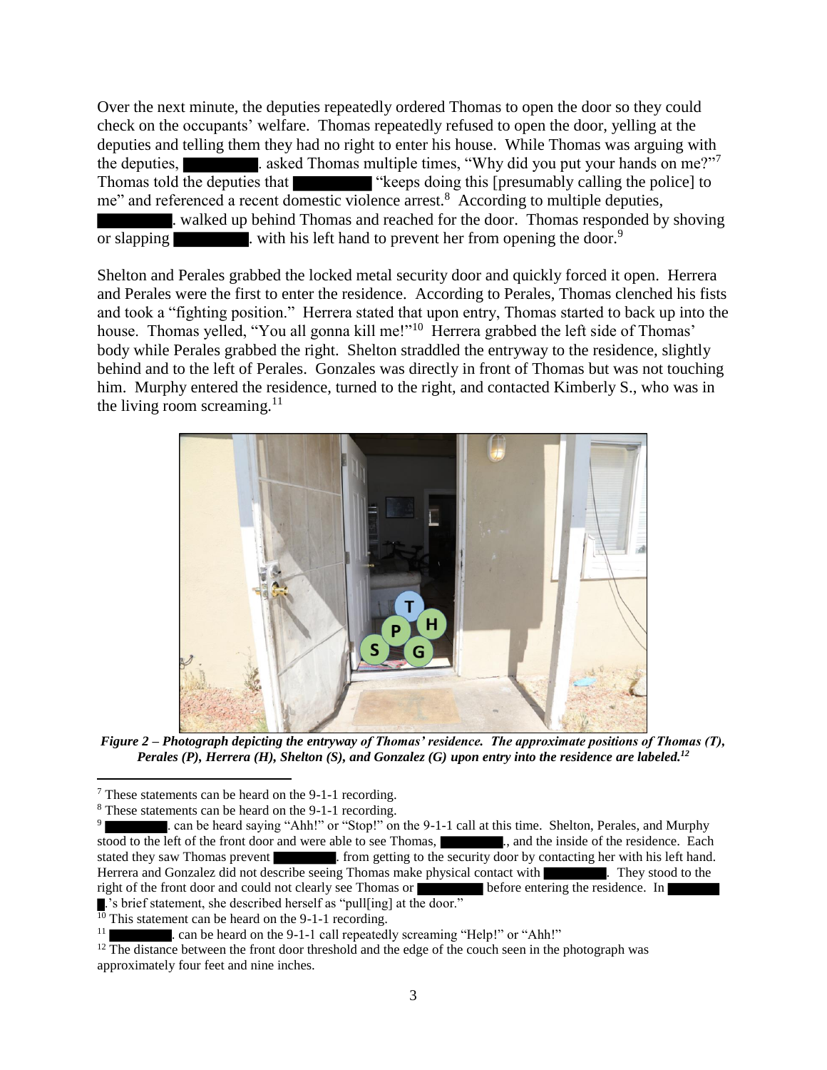Over the next minute, the deputies repeatedly ordered Thomas to open the door so they could check on the occupants' welfare. Thomas repeatedly refused to open the door, yelling at the deputies and telling them they had no right to enter his house. While Thomas was arguing with the deputies, ████████. asked Thomas multiple times, "Why did you put your hands on me?"[7] Thomas told the deputies that ████████ "keeps doing this [presumably calling the police] to me" and referenced a recent domestic violence arrest.[8] According to multiple deputies, ████████. walked up behind Thomas and reached for the door. Thomas responded by shoving or slapping ████████. with his left hand to prevent her from opening the door.[9]

Shelton and Perales grabbed the locked metal security door and quickly forced it open. Herrera and Perales were the first to enter the residence. According to Perales, Thomas clenched his fists and took a "fighting position." Herrera stated that upon entry, Thomas started to back up into the house. Thomas yelled, "You all gonna kill me!"[10] Herrera grabbed the left side of Thomas' body while Perales grabbed the right. Shelton straddled the entryway to the residence, slightly behind and to the left of Perales. Gonzales was directly in front of Thomas but was not touching him. Murphy entered the residence, turned to the right, and contacted Kimberly S., who was in the living room screaming.[11]

***Figure 2 – Photograph depicting the entryway of Thomas' residence. The approximate positions of Thomas (T), Perales (P), Herrera (H), Shelton (S), and Gonzalez (G) upon entry into the residence are labeled.[12]***

[7] These statements can be heard on the 9-1-1 recording.

[8] These statements can be heard on the 9-1-1 recording.

[9] ████████. can be heard saying "Ahh!" or "Stop!" on the 9-1-1 call at this time. Shelton, Perales, and Murphy stood to the left of the front door and were able to see Thomas, ████████., and the inside of the residence. Each stated they saw Thomas prevent ████████. from getting to the security door by contacting her with his left hand. Herrera and Gonzalez did not describe seeing Thomas make physical contact with ████████. They stood to the right of the front door and could not clearly see Thomas or ████████ before entering the residence. In ██.'s brief statement, she described herself as "pull[ing] at the door."

[10] This statement can be heard on the 9-1-1 recording.

[11] ████████. can be heard on the 9-1-1 call repeatedly screaming "Help!" or "Ahh!"

[12] The distance between the front door threshold and the edge of the couch seen in the photograph was approximately four feet and nine inches.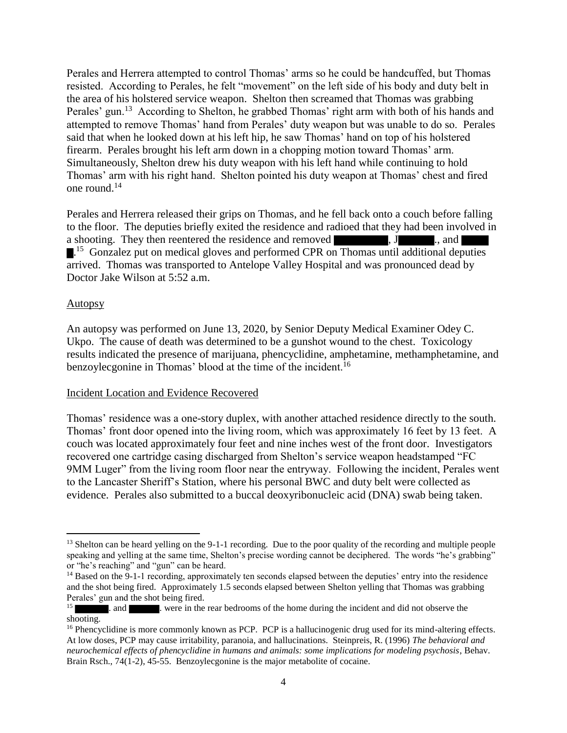Perales and Herrera attempted to control Thomas' arms so he could be handcuffed, but Thomas resisted. According to Perales, he felt "movement" on the left side of his body and duty belt in the area of his holstered service weapon. Shelton then screamed that Thomas was grabbing Perales' gun.[13] According to Shelton, he grabbed Thomas' right arm with both of his hands and attempted to remove Thomas' hand from Perales' duty weapon but was unable to do so. Perales said that when he looked down at his left hip, he saw Thomas' hand on top of his holstered firearm. Perales brought his left arm down in a chopping motion toward Thomas' arm. Simultaneously, Shelton drew his duty weapon with his left hand while continuing to hold Thomas' arm with his right hand. Shelton pointed his duty weapon at Thomas' chest and fired one round.[14]

Perales and Herrera released their grips on Thomas, and he fell back onto a couch before falling to the floor. The deputies briefly exited the residence and radioed that they had been involved in a shooting. They then reentered the residence and removed ████████, J██████., and ████.[15] Gonzalez put on medical gloves and performed CPR on Thomas until additional deputies arrived. Thomas was transported to Antelope Valley Hospital and was pronounced dead by Doctor Jake Wilson at 5:52 a.m.

## Autopsy

An autopsy was performed on June 13, 2020, by Senior Deputy Medical Examiner Odey C. Ukpo. The cause of death was determined to be a gunshot wound to the chest. Toxicology results indicated the presence of marijuana, phencyclidine, amphetamine, methamphetamine, and benzoylecgonine in Thomas' blood at the time of the incident.[16]

## Incident Location and Evidence Recovered

Thomas' residence was a one-story duplex, with another attached residence directly to the south. Thomas' front door opened into the living room, which was approximately 16 feet by 13 feet. A couch was located approximately four feet and nine inches west of the front door. Investigators recovered one cartridge casing discharged from Shelton's service weapon headstamped "FC 9MM Luger" from the living room floor near the entryway. Following the incident, Perales went to the Lancaster Sheriff's Station, where his personal BWC and duty belt were collected as evidence. Perales also submitted to a buccal deoxyribonucleic acid (DNA) swab being taken.

---

[13] Shelton can be heard yelling on the 9-1-1 recording. Due to the poor quality of the recording and multiple people speaking and yelling at the same time, Shelton's precise wording cannot be deciphered. The words "he's grabbing" or "he's reaching" and "gun" can be heard.

[14] Based on the 9-1-1 recording, approximately ten seconds elapsed between the deputies' entry into the residence and the shot being fired. Approximately 1.5 seconds elapsed between Shelton yelling that Thomas was grabbing Perales' gun and the shot being fired.

[15] ██████. and ██████. were in the rear bedrooms of the home during the incident and did not observe the shooting.

[16] Phencyclidine is more commonly known as PCP. PCP is a hallucinogenic drug used for its mind-altering effects. At low doses, PCP may cause irritability, paranoia, and hallucinations. Steinpreis, R. (1996) *The behavioral and neurochemical effects of phencyclidine in humans and animals: some implications for modeling psychosis*, Behav. Brain Rsch., 74(1-2), 45-55. Benzoylecgonine is the major metabolite of cocaine.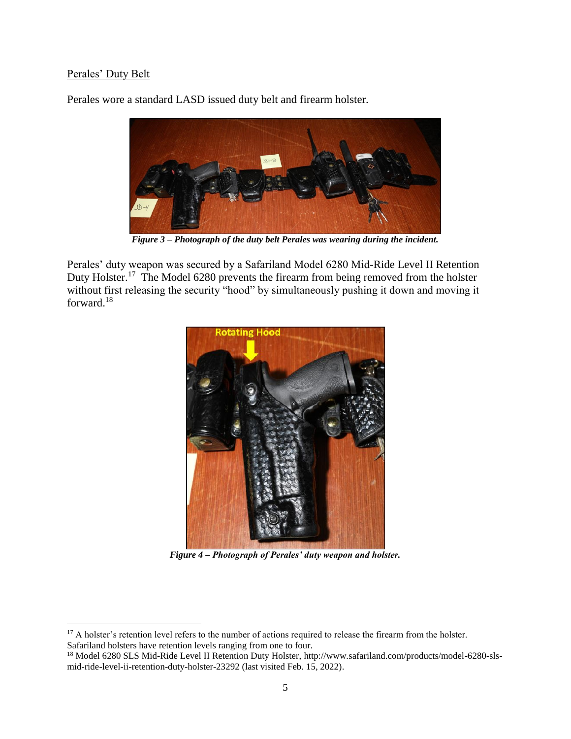Perales' Duty Belt

Perales wore a standard LASD issued duty belt and firearm holster.

*Figure 3 – Photograph of the duty belt Perales was wearing during the incident.*

Perales' duty weapon was secured by a Safariland Model 6280 Mid-Ride Level II Retention Duty Holster.[17] The Model 6280 prevents the firearm from being removed from the holster without first releasing the security "hood" by simultaneously pushing it down and moving it forward.[18]

*Figure 4 – Photograph of Perales' duty weapon and holster.*

---

[17] A holster's retention level refers to the number of actions required to release the firearm from the holster. Safariland holsters have retention levels ranging from one to four.

[18] Model 6280 SLS Mid-Ride Level II Retention Duty Holster, http://www.safariland.com/products/model-6280-sls-mid-ride-level-ii-retention-duty-holster-23292 (last visited Feb. 15, 2022).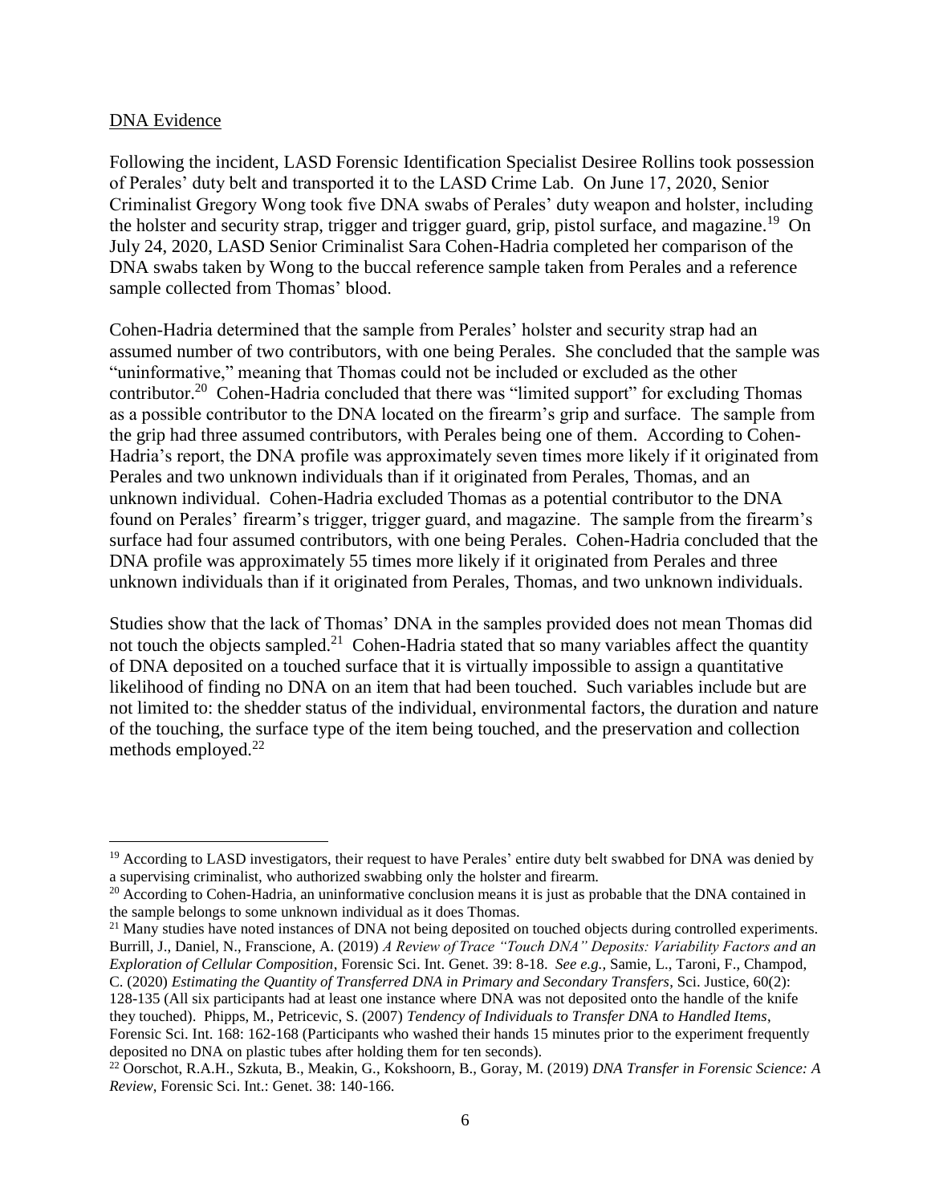DNA Evidence

Following the incident, LASD Forensic Identification Specialist Desiree Rollins took possession of Perales' duty belt and transported it to the LASD Crime Lab. On June 17, 2020, Senior Criminalist Gregory Wong took five DNA swabs of Perales' duty weapon and holster, including the holster and security strap, trigger and trigger guard, grip, pistol surface, and magazine.[19] On July 24, 2020, LASD Senior Criminalist Sara Cohen-Hadria completed her comparison of the DNA swabs taken by Wong to the buccal reference sample taken from Perales and a reference sample collected from Thomas' blood.

Cohen-Hadria determined that the sample from Perales' holster and security strap had an assumed number of two contributors, with one being Perales. She concluded that the sample was "uninformative," meaning that Thomas could not be included or excluded as the other contributor.[20] Cohen-Hadria concluded that there was "limited support" for excluding Thomas as a possible contributor to the DNA located on the firearm's grip and surface. The sample from the grip had three assumed contributors, with Perales being one of them. According to Cohen-Hadria's report, the DNA profile was approximately seven times more likely if it originated from Perales and two unknown individuals than if it originated from Perales, Thomas, and an unknown individual. Cohen-Hadria excluded Thomas as a potential contributor to the DNA found on Perales' firearm's trigger, trigger guard, and magazine. The sample from the firearm's surface had four assumed contributors, with one being Perales. Cohen-Hadria concluded that the DNA profile was approximately 55 times more likely if it originated from Perales and three unknown individuals than if it originated from Perales, Thomas, and two unknown individuals.

Studies show that the lack of Thomas' DNA in the samples provided does not mean Thomas did not touch the objects sampled.[21] Cohen-Hadria stated that so many variables affect the quantity of DNA deposited on a touched surface that it is virtually impossible to assign a quantitative likelihood of finding no DNA on an item that had been touched. Such variables include but are not limited to: the shedder status of the individual, environmental factors, the duration and nature of the touching, the surface type of the item being touched, and the preservation and collection methods employed.[22]

---

[19] According to LASD investigators, their request to have Perales' entire duty belt swabbed for DNA was denied by a supervising criminalist, who authorized swabbing only the holster and firearm.

[20] According to Cohen-Hadria, an uninformative conclusion means it is just as probable that the DNA contained in the sample belongs to some unknown individual as it does Thomas.

[21] Many studies have noted instances of DNA not being deposited on touched objects during controlled experiments. Burrill, J., Daniel, N., Franscione, A. (2019) *A Review of Trace "Touch DNA" Deposits: Variability Factors and an Exploration of Cellular Composition*, Forensic Sci. Int. Genet. 39: 8-18. *See e.g.,* Samie, L., Taroni, F., Champod, C. (2020) *Estimating the Quantity of Transferred DNA in Primary and Secondary Transfers*, Sci. Justice, 60(2): 128-135 (All six participants had at least one instance where DNA was not deposited onto the handle of the knife they touched). Phipps, M., Petricevic, S. (2007) *Tendency of Individuals to Transfer DNA to Handled Items*, Forensic Sci. Int. 168: 162-168 (Participants who washed their hands 15 minutes prior to the experiment frequently deposited no DNA on plastic tubes after holding them for ten seconds).

[22] Oorschot, R.A.H., Szkuta, B., Meakin, G., Kokshoorn, B., Goray, M. (2019) *DNA Transfer in Forensic Science: A Review*, Forensic Sci. Int.: Genet. 38: 140-166.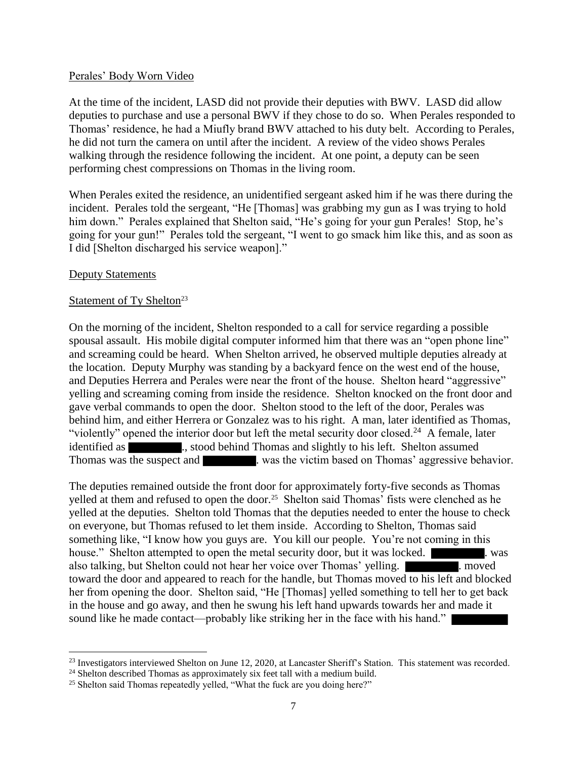Perales' Body Worn Video

At the time of the incident, LASD did not provide their deputies with BWV. LASD did allow deputies to purchase and use a personal BWV if they chose to do so. When Perales responded to Thomas' residence, he had a Miufly brand BWV attached to his duty belt. According to Perales, he did not turn the camera on until after the incident. A review of the video shows Perales walking through the residence following the incident. At one point, a deputy can be seen performing chest compressions on Thomas in the living room.

When Perales exited the residence, an unidentified sergeant asked him if he was there during the incident. Perales told the sergeant, "He [Thomas] was grabbing my gun as I was trying to hold him down." Perales explained that Shelton said, "He's going for your gun Perales! Stop, he's going for your gun!" Perales told the sergeant, "I went to go smack him like this, and as soon as I did [Shelton discharged his service weapon]."

Deputy Statements

Statement of Ty Shelton[23]

On the morning of the incident, Shelton responded to a call for service regarding a possible spousal assault. His mobile digital computer informed him that there was an "open phone line" and screaming could be heard. When Shelton arrived, he observed multiple deputies already at the location. Deputy Murphy was standing by a backyard fence on the west end of the house, and Deputies Herrera and Perales were near the front of the house. Shelton heard "aggressive" yelling and screaming coming from inside the residence. Shelton knocked on the front door and gave verbal commands to open the door. Shelton stood to the left of the door, Perales was behind him, and either Herrera or Gonzalez was to his right. A man, later identified as Thomas, "violently" opened the interior door but left the metal security door closed.[24] A female, later identified as ███., stood behind Thomas and slightly to his left. Shelton assumed Thomas was the suspect and ███. was the victim based on Thomas' aggressive behavior.

The deputies remained outside the front door for approximately forty-five seconds as Thomas yelled at them and refused to open the door.[25] Shelton said Thomas' fists were clenched as he yelled at the deputies. Shelton told Thomas that the deputies needed to enter the house to check on everyone, but Thomas refused to let them inside. According to Shelton, Thomas said something like, "I know how you guys are. You kill our people. You're not coming in this house." Shelton attempted to open the metal security door, but it was locked. ███. was also talking, but Shelton could not hear her voice over Thomas' yelling. ███. moved toward the door and appeared to reach for the handle, but Thomas moved to his left and blocked her from opening the door. Shelton said, "He [Thomas] yelled something to tell her to get back in the house and go away, and then he swung his left hand upwards towards her and made it sound like he made contact—probably like striking her in the face with his hand." ███

[23] Investigators interviewed Shelton on June 12, 2020, at Lancaster Sheriff's Station. This statement was recorded.

[24] Shelton described Thomas as approximately six feet tall with a medium build.

[25] Shelton said Thomas repeatedly yelled, "What the fuck are you doing here?"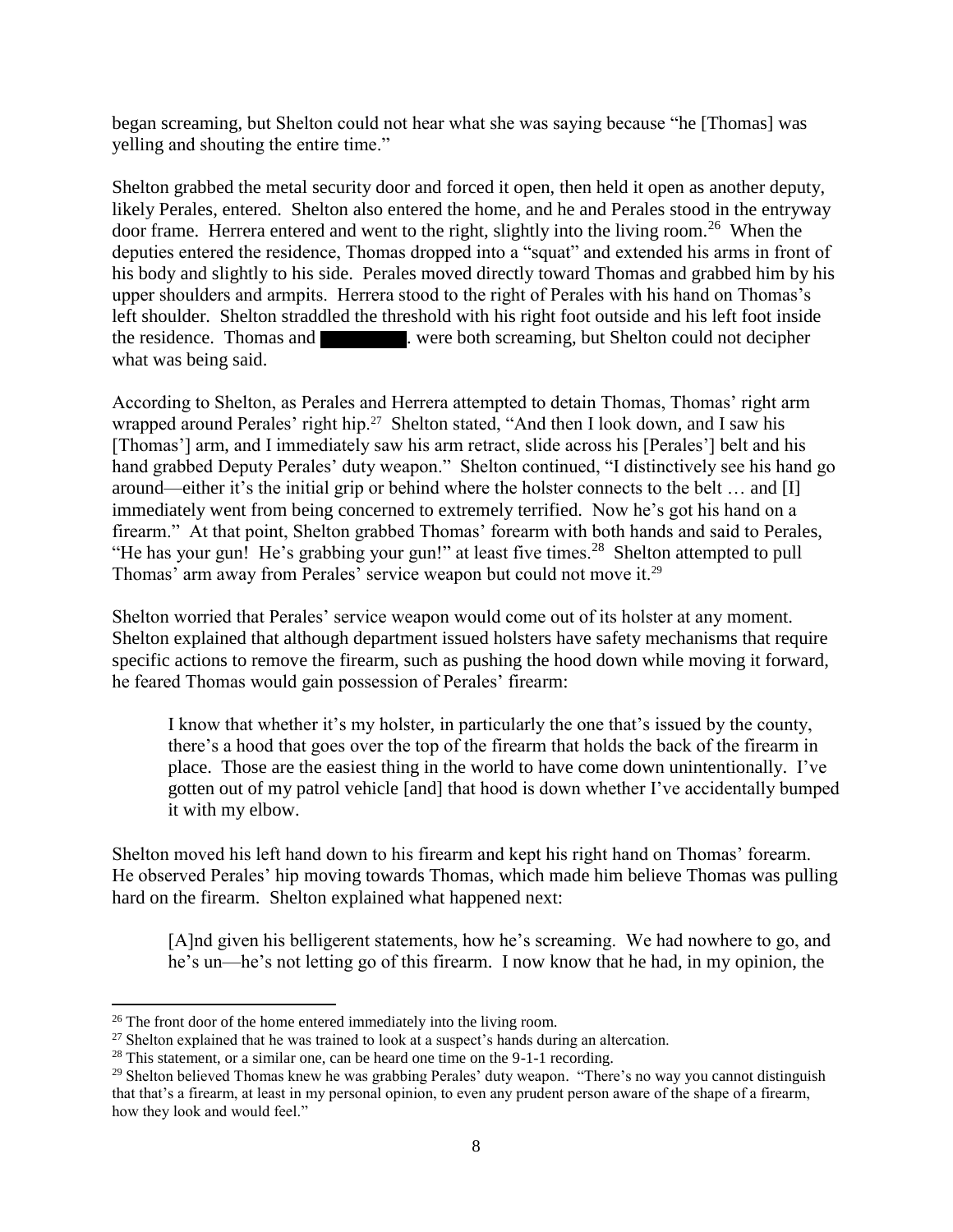began screaming, but Shelton could not hear what she was saying because "he [Thomas] was yelling and shouting the entire time."

Shelton grabbed the metal security door and forced it open, then held it open as another deputy, likely Perales, entered. Shelton also entered the home, and he and Perales stood in the entryway door frame. Herrera entered and went to the right, slightly into the living room.[26] When the deputies entered the residence, Thomas dropped into a "squat" and extended his arms in front of his body and slightly to his side. Perales moved directly toward Thomas and grabbed him by his upper shoulders and armpits. Herrera stood to the right of Perales with his hand on Thomas's left shoulder. Shelton straddled the threshold with his right foot outside and his left foot inside the residence. Thomas and ████████. were both screaming, but Shelton could not decipher what was being said.

According to Shelton, as Perales and Herrera attempted to detain Thomas, Thomas' right arm wrapped around Perales' right hip.[27] Shelton stated, "And then I look down, and I saw his [Thomas'] arm, and I immediately saw his arm retract, slide across his [Perales'] belt and his hand grabbed Deputy Perales' duty weapon." Shelton continued, "I distinctively see his hand go around—either it's the initial grip or behind where the holster connects to the belt … and [I] immediately went from being concerned to extremely terrified. Now he's got his hand on a firearm." At that point, Shelton grabbed Thomas' forearm with both hands and said to Perales, "He has your gun! He's grabbing your gun!" at least five times.[28] Shelton attempted to pull Thomas' arm away from Perales' service weapon but could not move it.[29]

Shelton worried that Perales' service weapon would come out of its holster at any moment. Shelton explained that although department issued holsters have safety mechanisms that require specific actions to remove the firearm, such as pushing the hood down while moving it forward, he feared Thomas would gain possession of Perales' firearm:

> I know that whether it's my holster, in particularly the one that's issued by the county, there's a hood that goes over the top of the firearm that holds the back of the firearm in place. Those are the easiest thing in the world to have come down unintentionally. I've gotten out of my patrol vehicle [and] that hood is down whether I've accidentally bumped it with my elbow.

Shelton moved his left hand down to his firearm and kept his right hand on Thomas' forearm. He observed Perales' hip moving towards Thomas, which made him believe Thomas was pulling hard on the firearm. Shelton explained what happened next:

> [A]nd given his belligerent statements, how he's screaming. We had nowhere to go, and he's un—he's not letting go of this firearm. I now know that he had, in my opinion, the

---

[26] The front door of the home entered immediately into the living room.

[27] Shelton explained that he was trained to look at a suspect's hands during an altercation.

[28] This statement, or a similar one, can be heard one time on the 9-1-1 recording.

[29] Shelton believed Thomas knew he was grabbing Perales' duty weapon. "There's no way you cannot distinguish that that's a firearm, at least in my personal opinion, to even any prudent person aware of the shape of a firearm, how they look and would feel."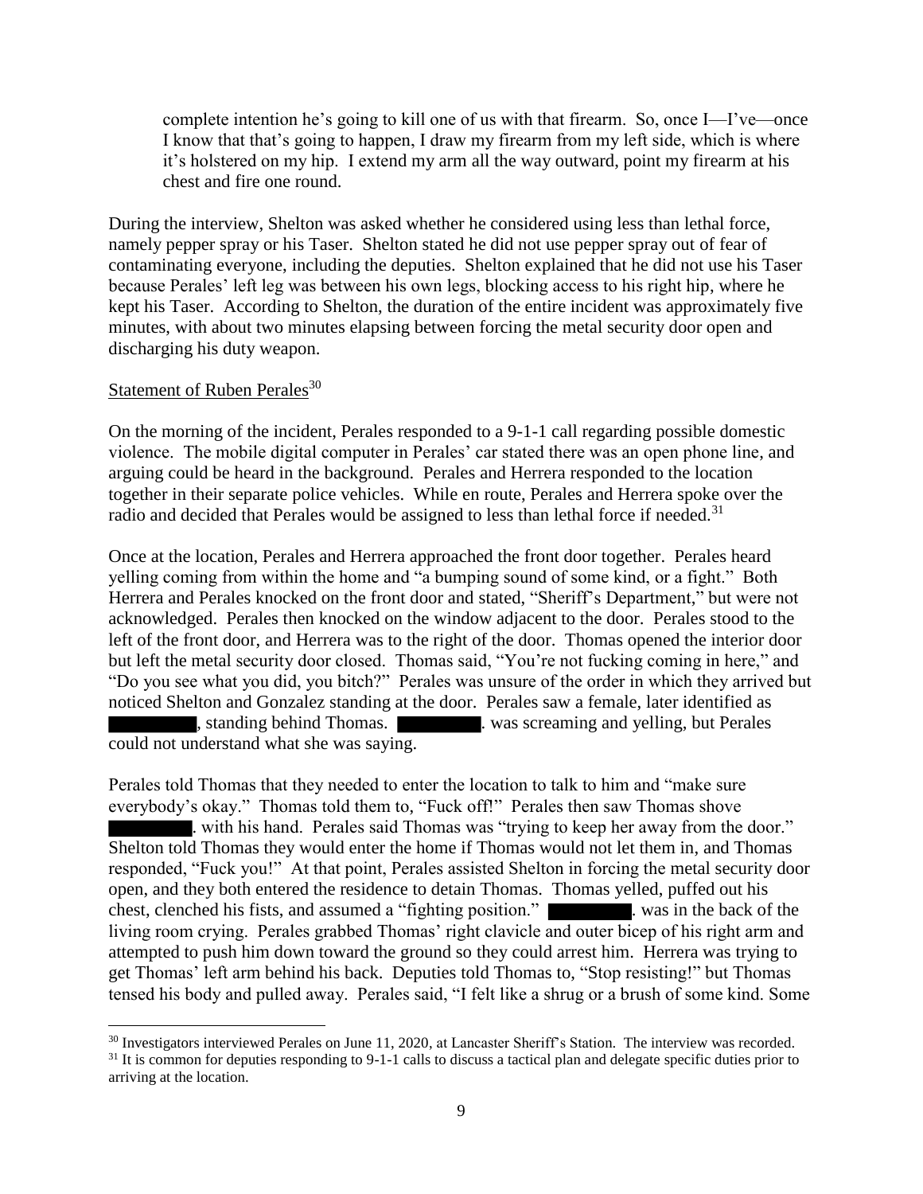complete intention he's going to kill one of us with that firearm. So, once I—I've—once I know that that's going to happen, I draw my firearm from my left side, which is where it's holstered on my hip. I extend my arm all the way outward, point my firearm at his chest and fire one round.

During the interview, Shelton was asked whether he considered using less than lethal force, namely pepper spray or his Taser. Shelton stated he did not use pepper spray out of fear of contaminating everyone, including the deputies. Shelton explained that he did not use his Taser because Perales' left leg was between his own legs, blocking access to his right hip, where he kept his Taser. According to Shelton, the duration of the entire incident was approximately five minutes, with about two minutes elapsing between forcing the metal security door open and discharging his duty weapon.

Statement of Ruben Perales[30]

On the morning of the incident, Perales responded to a 9-1-1 call regarding possible domestic violence. The mobile digital computer in Perales' car stated there was an open phone line, and arguing could be heard in the background. Perales and Herrera responded to the location together in their separate police vehicles. While en route, Perales and Herrera spoke over the radio and decided that Perales would be assigned to less than lethal force if needed.[31]

Once at the location, Perales and Herrera approached the front door together. Perales heard yelling coming from within the home and "a bumping sound of some kind, or a fight." Both Herrera and Perales knocked on the front door and stated, "Sheriff's Department," but were not acknowledged. Perales then knocked on the window adjacent to the door. Perales stood to the left of the front door, and Herrera was to the right of the door. Thomas opened the interior door but left the metal security door closed. Thomas said, "You're not fucking coming in here," and "Do you see what you did, you bitch?" Perales was unsure of the order in which they arrived but noticed Shelton and Gonzalez standing at the door. Perales saw a female, later identified as ██████, standing behind Thomas. ██████. was screaming and yelling, but Perales could not understand what she was saying.

Perales told Thomas that they needed to enter the location to talk to him and "make sure everybody's okay." Thomas told them to, "Fuck off!" Perales then saw Thomas shove ██████. with his hand. Perales said Thomas was "trying to keep her away from the door." Shelton told Thomas they would enter the home if Thomas would not let them in, and Thomas responded, "Fuck you!" At that point, Perales assisted Shelton in forcing the metal security door open, and they both entered the residence to detain Thomas. Thomas yelled, puffed out his chest, clenched his fists, and assumed a "fighting position." ██████. was in the back of the living room crying. Perales grabbed Thomas' right clavicle and outer bicep of his right arm and attempted to push him down toward the ground so they could arrest him. Herrera was trying to get Thomas' left arm behind his back. Deputies told Thomas to, "Stop resisting!" but Thomas tensed his body and pulled away. Perales said, "I felt like a shrug or a brush of some kind. Some

---

[30] Investigators interviewed Perales on June 11, 2020, at Lancaster Sheriff's Station. The interview was recorded.

[31] It is common for deputies responding to 9-1-1 calls to discuss a tactical plan and delegate specific duties prior to arriving at the location.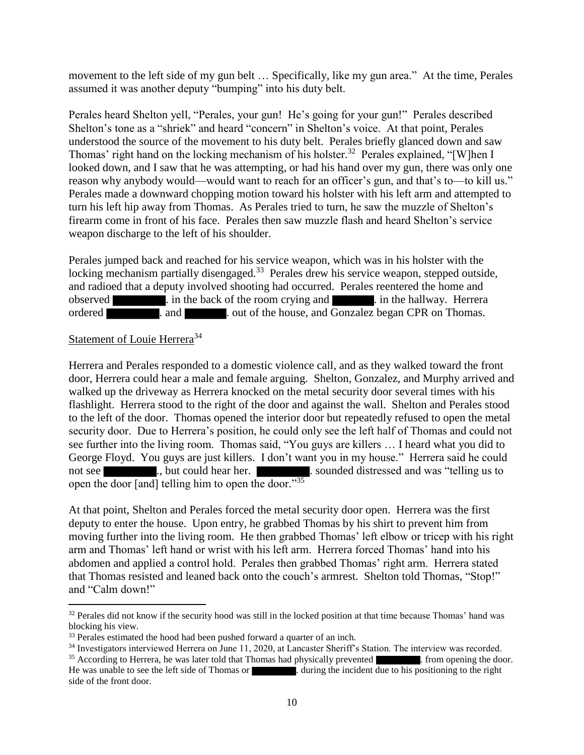movement to the left side of my gun belt … Specifically, like my gun area." At the time, Perales assumed it was another deputy "bumping" into his duty belt.

Perales heard Shelton yell, "Perales, your gun! He's going for your gun!" Perales described Shelton's tone as a "shriek" and heard "concern" in Shelton's voice. At that point, Perales understood the source of the movement to his duty belt. Perales briefly glanced down and saw Thomas' right hand on the locking mechanism of his holster.[32] Perales explained, "[W]hen I looked down, and I saw that he was attempting, or had his hand over my gun, there was only one reason why anybody would—would want to reach for an officer's gun, and that's to—to kill us." Perales made a downward chopping motion toward his holster with his left arm and attempted to turn his left hip away from Thomas. As Perales tried to turn, he saw the muzzle of Shelton's firearm come in front of his face. Perales then saw muzzle flash and heard Shelton's service weapon discharge to the left of his shoulder.

Perales jumped back and reached for his service weapon, which was in his holster with the locking mechanism partially disengaged.[33] Perales drew his service weapon, stepped outside, and radioed that a deputy involved shooting had occurred. Perales reentered the home and observed ████████. in the back of the room crying and ██████. in the hallway. Herrera ordered ████████. and ██████. out of the house, and Gonzalez began CPR on Thomas.

Statement of Louie Herrera[34]

Herrera and Perales responded to a domestic violence call, and as they walked toward the front door, Herrera could hear a male and female arguing. Shelton, Gonzalez, and Murphy arrived and walked up the driveway as Herrera knocked on the metal security door several times with his flashlight. Herrera stood to the right of the door and against the wall. Shelton and Perales stood to the left of the door. Thomas opened the interior door but repeatedly refused to open the metal security door. Due to Herrera's position, he could only see the left half of Thomas and could not see further into the living room. Thomas said, "You guys are killers … I heard what you did to George Floyd. You guys are just killers. I don't want you in my house." Herrera said he could not see ████████., but could hear her. ████████. sounded distressed and was "telling us to open the door [and] telling him to open the door."[35]

At that point, Shelton and Perales forced the metal security door open. Herrera was the first deputy to enter the house. Upon entry, he grabbed Thomas by his shirt to prevent him from moving further into the living room. He then grabbed Thomas' left elbow or tricep with his right arm and Thomas' left hand or wrist with his left arm. Herrera forced Thomas' hand into his abdomen and applied a control hold. Perales then grabbed Thomas' right arm. Herrera stated that Thomas resisted and leaned back onto the couch's armrest. Shelton told Thomas, "Stop!" and "Calm down!"

---

[32] Perales did not know if the security hood was still in the locked position at that time because Thomas' hand was blocking his view.

[33] Perales estimated the hood had been pushed forward a quarter of an inch.

[34] Investigators interviewed Herrera on June 11, 2020, at Lancaster Sheriff's Station. The interview was recorded.

[35] According to Herrera, he was later told that Thomas had physically prevented ████████. from opening the door. He was unable to see the left side of Thomas or ████████. during the incident due to his positioning to the right side of the front door.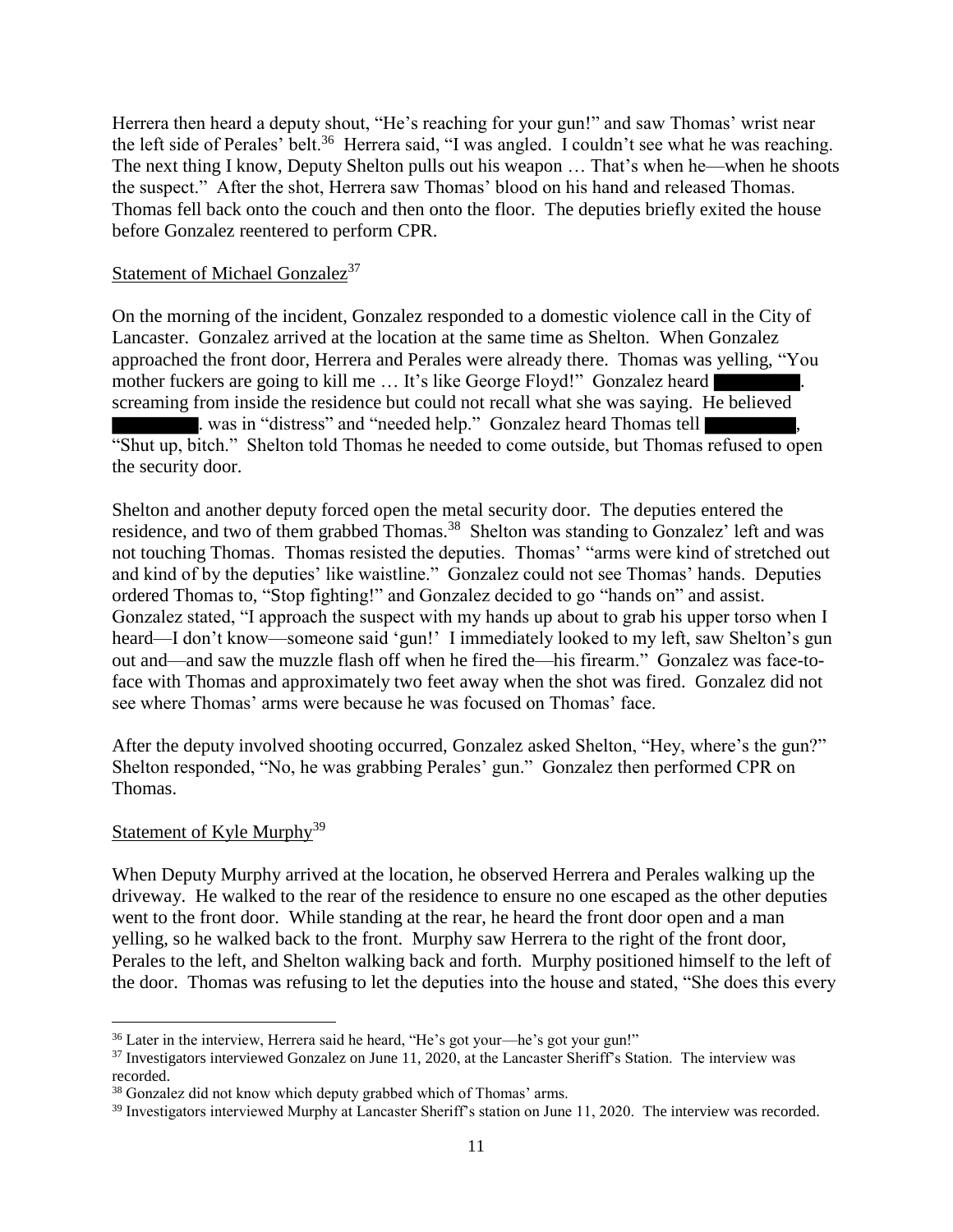Herrera then heard a deputy shout, "He's reaching for your gun!" and saw Thomas' wrist near the left side of Perales' belt.[36] Herrera said, "I was angled. I couldn't see what he was reaching. The next thing I know, Deputy Shelton pulls out his weapon … That's when he—when he shoots the suspect." After the shot, Herrera saw Thomas' blood on his hand and released Thomas. Thomas fell back onto the couch and then onto the floor. The deputies briefly exited the house before Gonzalez reentered to perform CPR.

Statement of Michael Gonzalez[37]

On the morning of the incident, Gonzalez responded to a domestic violence call in the City of Lancaster. Gonzalez arrived at the location at the same time as Shelton. When Gonzalez approached the front door, Herrera and Perales were already there. Thomas was yelling, "You mother fuckers are going to kill me … It's like George Floyd!" Gonzalez heard ████████. screaming from inside the residence but could not recall what she was saying. He believed ████████. was in "distress" and "needed help." Gonzalez heard Thomas tell ████████, "Shut up, bitch." Shelton told Thomas he needed to come outside, but Thomas refused to open the security door.

Shelton and another deputy forced open the metal security door. The deputies entered the residence, and two of them grabbed Thomas.[38] Shelton was standing to Gonzalez' left and was not touching Thomas. Thomas resisted the deputies. Thomas' "arms were kind of stretched out and kind of by the deputies' like waistline." Gonzalez could not see Thomas' hands. Deputies ordered Thomas to, "Stop fighting!" and Gonzalez decided to go "hands on" and assist. Gonzalez stated, "I approach the suspect with my hands up about to grab his upper torso when I heard—I don't know—someone said 'gun!' I immediately looked to my left, saw Shelton's gun out and—and saw the muzzle flash off when he fired the—his firearm." Gonzalez was face-to-face with Thomas and approximately two feet away when the shot was fired. Gonzalez did not see where Thomas' arms were because he was focused on Thomas' face.

After the deputy involved shooting occurred, Gonzalez asked Shelton, "Hey, where's the gun?" Shelton responded, "No, he was grabbing Perales' gun." Gonzalez then performed CPR on Thomas.

Statement of Kyle Murphy[39]

When Deputy Murphy arrived at the location, he observed Herrera and Perales walking up the driveway. He walked to the rear of the residence to ensure no one escaped as the other deputies went to the front door. While standing at the rear, he heard the front door open and a man yelling, so he walked back to the front. Murphy saw Herrera to the right of the front door, Perales to the left, and Shelton walking back and forth. Murphy positioned himself to the left of the door. Thomas was refusing to let the deputies into the house and stated, "She does this every

---

[36] Later in the interview, Herrera said he heard, "He's got your—he's got your gun!"

[37] Investigators interviewed Gonzalez on June 11, 2020, at the Lancaster Sheriff's Station. The interview was recorded.

[38] Gonzalez did not know which deputy grabbed which of Thomas' arms.

[39] Investigators interviewed Murphy at Lancaster Sheriff's station on June 11, 2020. The interview was recorded.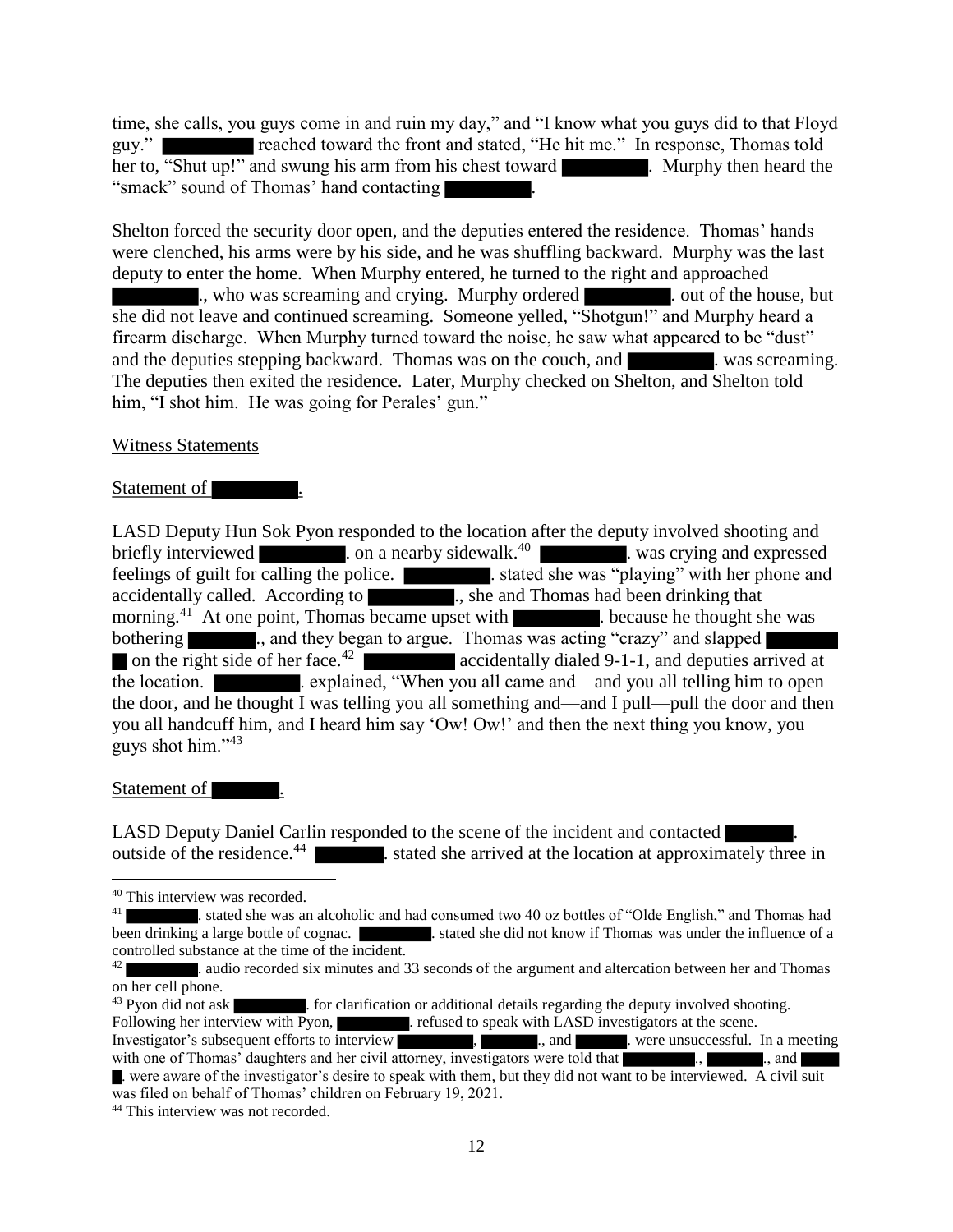time, she calls, you guys come in and ruin my day," and "I know what you guys did to that Floyd guy." ████████ reached toward the front and stated, "He hit me." In response, Thomas told her to, "Shut up!" and swung his arm from his chest toward ████████. Murphy then heard the "smack" sound of Thomas' hand contacting ████████.

Shelton forced the security door open, and the deputies entered the residence. Thomas' hands were clenched, his arms were by his side, and he was shuffling backward. Murphy was the last deputy to enter the home. When Murphy entered, he turned to the right and approached ████████., who was screaming and crying. Murphy ordered ████████. out of the house, but she did not leave and continued screaming. Someone yelled, "Shotgun!" and Murphy heard a firearm discharge. When Murphy turned toward the noise, he saw what appeared to be "dust" and the deputies stepping backward. Thomas was on the couch, and ████████. was screaming. The deputies then exited the residence. Later, Murphy checked on Shelton, and Shelton told him, "I shot him. He was going for Perales' gun."

Witness Statements

Statement of ████████.

LASD Deputy Hun Sok Pyon responded to the location after the deputy involved shooting and briefly interviewed ████████. on a nearby sidewalk.[40] ████████. was crying and expressed feelings of guilt for calling the police. ████████. stated she was "playing" with her phone and accidentally called. According to ████████., she and Thomas had been drinking that morning.[41] At one point, Thomas became upset with ████████. because he thought she was bothering ████████., and they began to argue. Thomas was acting "crazy" and slapped ████████ on the right side of her face.[42] ████████ accidentally dialed 9-1-1, and deputies arrived at the location. ████████. explained, "When you all came and—and you all telling him to open the door, and he thought I was telling you all something and—and I pull—pull the door and then you all handcuff him, and I heard him say 'Ow! Ow!' and then the next thing you know, you guys shot him."[43]

Statement of ████████.

LASD Deputy Daniel Carlin responded to the scene of the incident and contacted ████████. outside of the residence.[44] ████████. stated she arrived at the location at approximately three in

---

[40] This interview was recorded.

[41] ████████. stated she was an alcoholic and had consumed two 40 oz bottles of "Olde English," and Thomas had been drinking a large bottle of cognac. ████████. stated she did not know if Thomas was under the influence of a controlled substance at the time of the incident.

[42] ████████. audio recorded six minutes and 33 seconds of the argument and altercation between her and Thomas on her cell phone.

[43] Pyon did not ask ████████. for clarification or additional details regarding the deputy involved shooting. Following her interview with Pyon, ████████. refused to speak with LASD investigators at the scene. Investigator's subsequent efforts to interview ████████, ████████., and ████████. were unsuccessful. In a meeting with one of Thomas' daughters and her civil attorney, investigators were told that ████████., ████████., and ████████. were aware of the investigator's desire to speak with them, but they did not want to be interviewed. A civil suit was filed on behalf of Thomas' children on February 19, 2021.

[44] This interview was not recorded.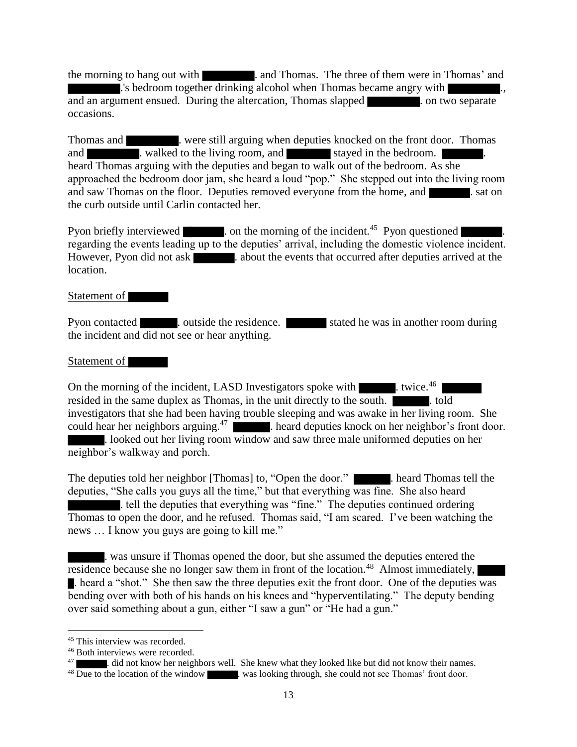the morning to hang out with ████████. and Thomas. The three of them were in Thomas' and ████████.'s bedroom together drinking alcohol when Thomas became angry with ████████., and an argument ensued. During the altercation, Thomas slapped ████████. on two separate occasions.

Thomas and ████████. were still arguing when deputies knocked on the front door. Thomas and ████████. walked to the living room, and ███████ stayed in the bedroom. ███████. heard Thomas arguing with the deputies and began to walk out of the bedroom. As she approached the bedroom door jam, she heard a loud "pop." She stepped out into the living room and saw Thomas on the floor. Deputies removed everyone from the home, and ███████. sat on the curb outside until Carlin contacted her.

Pyon briefly interviewed ██████. on the morning of the incident.[45] Pyon questioned ██████. regarding the events leading up to the deputies' arrival, including the domestic violence incident. However, Pyon did not ask ██████. about the events that occurred after deputies arrived at the location.

<u>Statement of ██████</u>

Pyon contacted ██████. outside the residence. ██████ stated he was in another room during the incident and did not see or hear anything.

<u>Statement of ██████</u>

On the morning of the incident, LASD Investigators spoke with ██████. twice.[46] ██████ resided in the same duplex as Thomas, in the unit directly to the south. ██████. told investigators that she had been having trouble sleeping and was awake in her living room. She could hear her neighbors arguing.[47] ██████. heard deputies knock on her neighbor's front door. ██████. looked out her living room window and saw three male uniformed deputies on her neighbor's walkway and porch.

The deputies told her neighbor [Thomas] to, "Open the door." ██████. heard Thomas tell the deputies, "She calls you guys all the time," but that everything was fine. She also heard ████████. tell the deputies that everything was "fine." The deputies continued ordering Thomas to open the door, and he refused. Thomas said, "I am scared. I've been watching the news … I know you guys are going to kill me."

██████. was unsure if Thomas opened the door, but she assumed the deputies entered the residence because she no longer saw them in front of the location.[48] Almost immediately, ██████. heard a "shot." She then saw the three deputies exit the front door. One of the deputies was bending over with both of his hands on his knees and "hyperventilating." The deputy bending over said something about a gun, either "I saw a gun" or "He had a gun."

---

[45] This interview was recorded.

[46] Both interviews were recorded.

[47] ██████. did not know her neighbors well. She knew what they looked like but did not know their names.

[48] Due to the location of the window ██████. was looking through, she could not see Thomas' front door.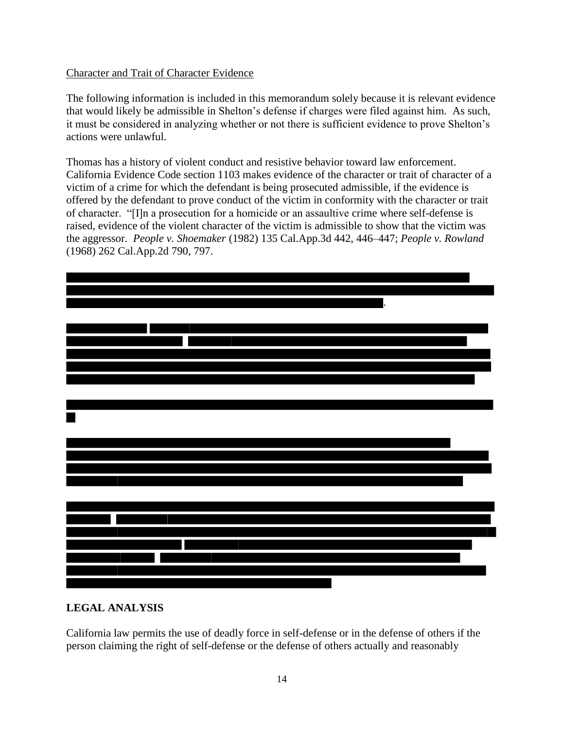Character and Trait of Character Evidence

The following information is included in this memorandum solely because it is relevant evidence that would likely be admissible in Shelton's defense if charges were filed against him. As such, it must be considered in analyzing whether or not there is sufficient evidence to prove Shelton's actions were unlawful.

Thomas has a history of violent conduct and resistive behavior toward law enforcement. California Evidence Code section 1103 makes evidence of the character or trait of character of a victim of a crime for which the defendant is being prosecuted admissible, if the evidence is offered by the defendant to prove conduct of the victim in conformity with the character or trait of character. "[I]n a prosecution for a homicide or an assaultive crime where self-defense is raised, evidence of the violent character of the victim is admissible to show that the victim was the aggressor. *People v. Shoemaker* (1982) 135 Cal.App.3d 442, 446–447; *People v. Rowland* (1968) 262 Cal.App.2d 790, 797.

## LEGAL ANALYSIS

California law permits the use of deadly force in self-defense or in the defense of others if the person claiming the right of self-defense or the defense of others actually and reasonably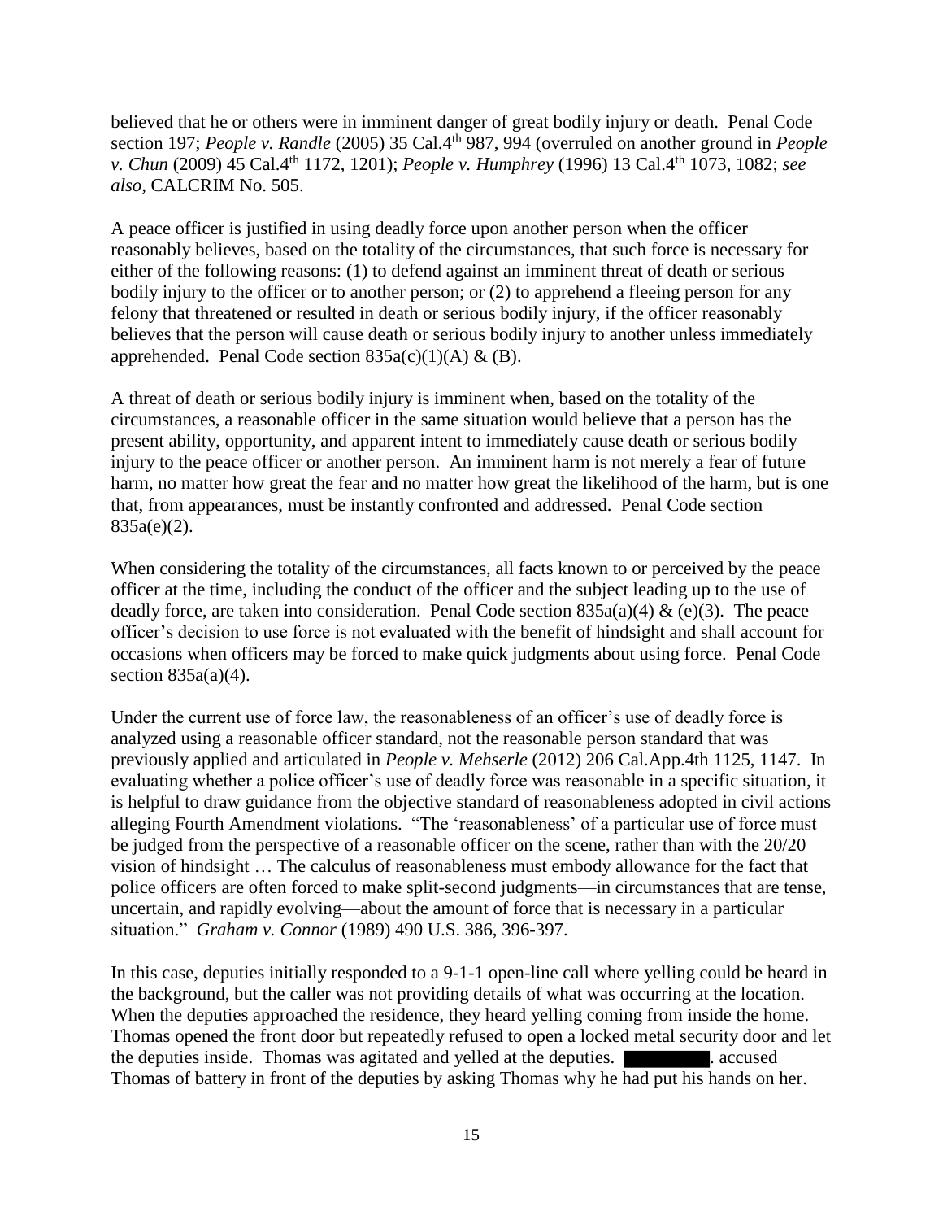believed that he or others were in imminent danger of great bodily injury or death. Penal Code section 197; *People v. Randle* (2005) 35 Cal.4th 987, 994 (overruled on another ground in *People v. Chun* (2009) 45 Cal.4th 1172, 1201); *People v. Humphrey* (1996) 13 Cal.4th 1073, 1082; *see also,* CALCRIM No. 505.

A peace officer is justified in using deadly force upon another person when the officer reasonably believes, based on the totality of the circumstances, that such force is necessary for either of the following reasons: (1) to defend against an imminent threat of death or serious bodily injury to the officer or to another person; or (2) to apprehend a fleeing person for any felony that threatened or resulted in death or serious bodily injury, if the officer reasonably believes that the person will cause death or serious bodily injury to another unless immediately apprehended. Penal Code section 835a(c)(1)(A) & (B).

A threat of death or serious bodily injury is imminent when, based on the totality of the circumstances, a reasonable officer in the same situation would believe that a person has the present ability, opportunity, and apparent intent to immediately cause death or serious bodily injury to the peace officer or another person. An imminent harm is not merely a fear of future harm, no matter how great the fear and no matter how great the likelihood of the harm, but is one that, from appearances, must be instantly confronted and addressed. Penal Code section 835a(e)(2).

When considering the totality of the circumstances, all facts known to or perceived by the peace officer at the time, including the conduct of the officer and the subject leading up to the use of deadly force, are taken into consideration. Penal Code section 835a(a)(4) & (e)(3). The peace officer's decision to use force is not evaluated with the benefit of hindsight and shall account for occasions when officers may be forced to make quick judgments about using force. Penal Code section 835a(a)(4).

Under the current use of force law, the reasonableness of an officer's use of deadly force is analyzed using a reasonable officer standard, not the reasonable person standard that was previously applied and articulated in *People v. Mehserle* (2012) 206 Cal.App.4th 1125, 1147. In evaluating whether a police officer's use of deadly force was reasonable in a specific situation, it is helpful to draw guidance from the objective standard of reasonableness adopted in civil actions alleging Fourth Amendment violations. "The 'reasonableness' of a particular use of force must be judged from the perspective of a reasonable officer on the scene, rather than with the 20/20 vision of hindsight … The calculus of reasonableness must embody allowance for the fact that police officers are often forced to make split-second judgments—in circumstances that are tense, uncertain, and rapidly evolving—about the amount of force that is necessary in a particular situation." *Graham v. Connor* (1989) 490 U.S. 386, 396-397.

In this case, deputies initially responded to a 9-1-1 open-line call where yelling could be heard in the background, but the caller was not providing details of what was occurring at the location. When the deputies approached the residence, they heard yelling coming from inside the home. Thomas opened the front door but repeatedly refused to open a locked metal security door and let the deputies inside. Thomas was agitated and yelled at the deputies. [REDACTED]. accused Thomas of battery in front of the deputies by asking Thomas why he had put his hands on her.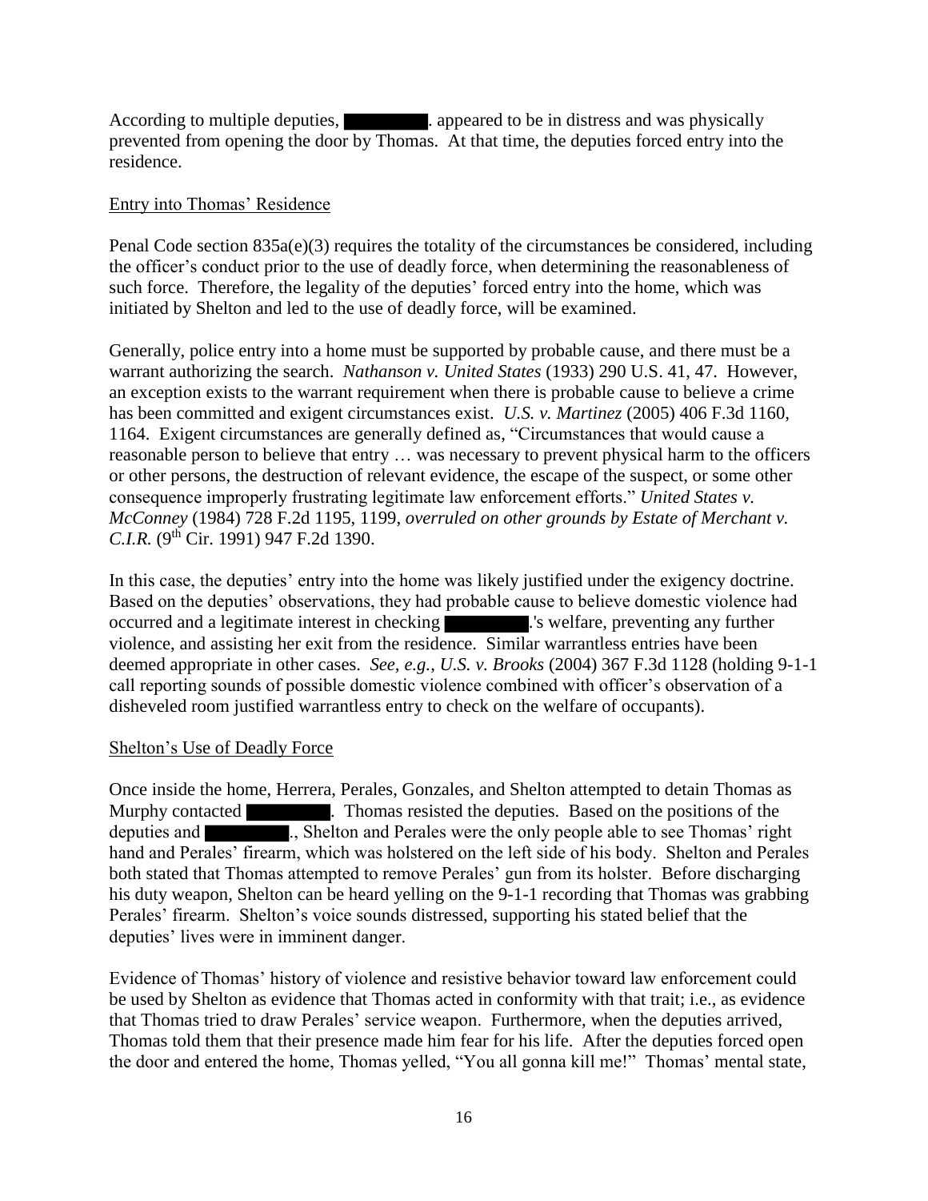According to multiple deputies, [REDACTED]. appeared to be in distress and was physically prevented from opening the door by Thomas. At that time, the deputies forced entry into the residence.

## Entry into Thomas' Residence

Penal Code section 835a(e)(3) requires the totality of the circumstances be considered, including the officer's conduct prior to the use of deadly force, when determining the reasonableness of such force. Therefore, the legality of the deputies' forced entry into the home, which was initiated by Shelton and led to the use of deadly force, will be examined.

Generally, police entry into a home must be supported by probable cause, and there must be a warrant authorizing the search. *Nathanson v. United States* (1933) 290 U.S. 41, 47. However, an exception exists to the warrant requirement when there is probable cause to believe a crime has been committed and exigent circumstances exist. *U.S. v. Martinez* (2005) 406 F.3d 1160, 1164. Exigent circumstances are generally defined as, "Circumstances that would cause a reasonable person to believe that entry … was necessary to prevent physical harm to the officers or other persons, the destruction of relevant evidence, the escape of the suspect, or some other consequence improperly frustrating legitimate law enforcement efforts." *United States v. McConney* (1984) 728 F.2d 1195, 1199, *overruled on other grounds by Estate of Merchant v. C.I.R.* (9th Cir. 1991) 947 F.2d 1390.

In this case, the deputies' entry into the home was likely justified under the exigency doctrine. Based on the deputies' observations, they had probable cause to believe domestic violence had occurred and a legitimate interest in checking [REDACTED].'s welfare, preventing any further violence, and assisting her exit from the residence. Similar warrantless entries have been deemed appropriate in other cases. *See, e.g.*, *U.S. v. Brooks* (2004) 367 F.3d 1128 (holding 9-1-1 call reporting sounds of possible domestic violence combined with officer's observation of a disheveled room justified warrantless entry to check on the welfare of occupants).

## Shelton's Use of Deadly Force

Once inside the home, Herrera, Perales, Gonzales, and Shelton attempted to detain Thomas as Murphy contacted [REDACTED]. Thomas resisted the deputies. Based on the positions of the deputies and [REDACTED]., Shelton and Perales were the only people able to see Thomas' right hand and Perales' firearm, which was holstered on the left side of his body. Shelton and Perales both stated that Thomas attempted to remove Perales' gun from its holster. Before discharging his duty weapon, Shelton can be heard yelling on the 9-1-1 recording that Thomas was grabbing Perales' firearm. Shelton's voice sounds distressed, supporting his stated belief that the deputies' lives were in imminent danger.

Evidence of Thomas' history of violence and resistive behavior toward law enforcement could be used by Shelton as evidence that Thomas acted in conformity with that trait; i.e., as evidence that Thomas tried to draw Perales' service weapon. Furthermore, when the deputies arrived, Thomas told them that their presence made him fear for his life. After the deputies forced open the door and entered the home, Thomas yelled, "You all gonna kill me!" Thomas' mental state,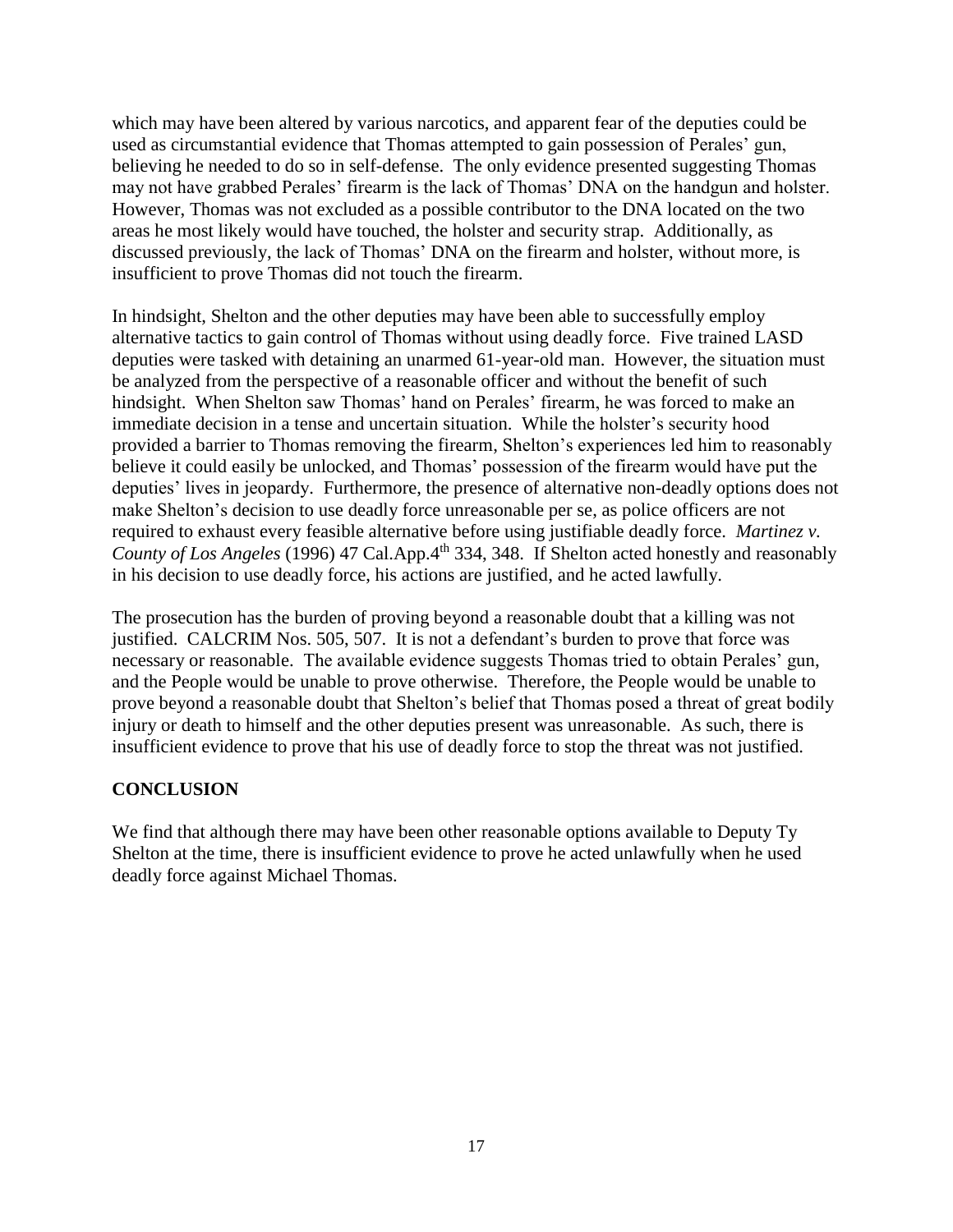which may have been altered by various narcotics, and apparent fear of the deputies could be used as circumstantial evidence that Thomas attempted to gain possession of Perales' gun, believing he needed to do so in self-defense. The only evidence presented suggesting Thomas may not have grabbed Perales' firearm is the lack of Thomas' DNA on the handgun and holster. However, Thomas was not excluded as a possible contributor to the DNA located on the two areas he most likely would have touched, the holster and security strap. Additionally, as discussed previously, the lack of Thomas' DNA on the firearm and holster, without more, is insufficient to prove Thomas did not touch the firearm.

In hindsight, Shelton and the other deputies may have been able to successfully employ alternative tactics to gain control of Thomas without using deadly force. Five trained LASD deputies were tasked with detaining an unarmed 61-year-old man. However, the situation must be analyzed from the perspective of a reasonable officer and without the benefit of such hindsight. When Shelton saw Thomas' hand on Perales' firearm, he was forced to make an immediate decision in a tense and uncertain situation. While the holster's security hood provided a barrier to Thomas removing the firearm, Shelton's experiences led him to reasonably believe it could easily be unlocked, and Thomas' possession of the firearm would have put the deputies' lives in jeopardy. Furthermore, the presence of alternative non-deadly options does not make Shelton's decision to use deadly force unreasonable per se, as police officers are not required to exhaust every feasible alternative before using justifiable deadly force. *Martinez v. County of Los Angeles* (1996) 47 Cal.App.4th 334, 348. If Shelton acted honestly and reasonably in his decision to use deadly force, his actions are justified, and he acted lawfully.

The prosecution has the burden of proving beyond a reasonable doubt that a killing was not justified. CALCRIM Nos. 505, 507. It is not a defendant's burden to prove that force was necessary or reasonable. The available evidence suggests Thomas tried to obtain Perales' gun, and the People would be unable to prove otherwise. Therefore, the People would be unable to prove beyond a reasonable doubt that Shelton's belief that Thomas posed a threat of great bodily injury or death to himself and the other deputies present was unreasonable. As such, there is insufficient evidence to prove that his use of deadly force to stop the threat was not justified.

## CONCLUSION

We find that although there may have been other reasonable options available to Deputy Ty Shelton at the time, there is insufficient evidence to prove he acted unlawfully when he used deadly force against Michael Thomas.